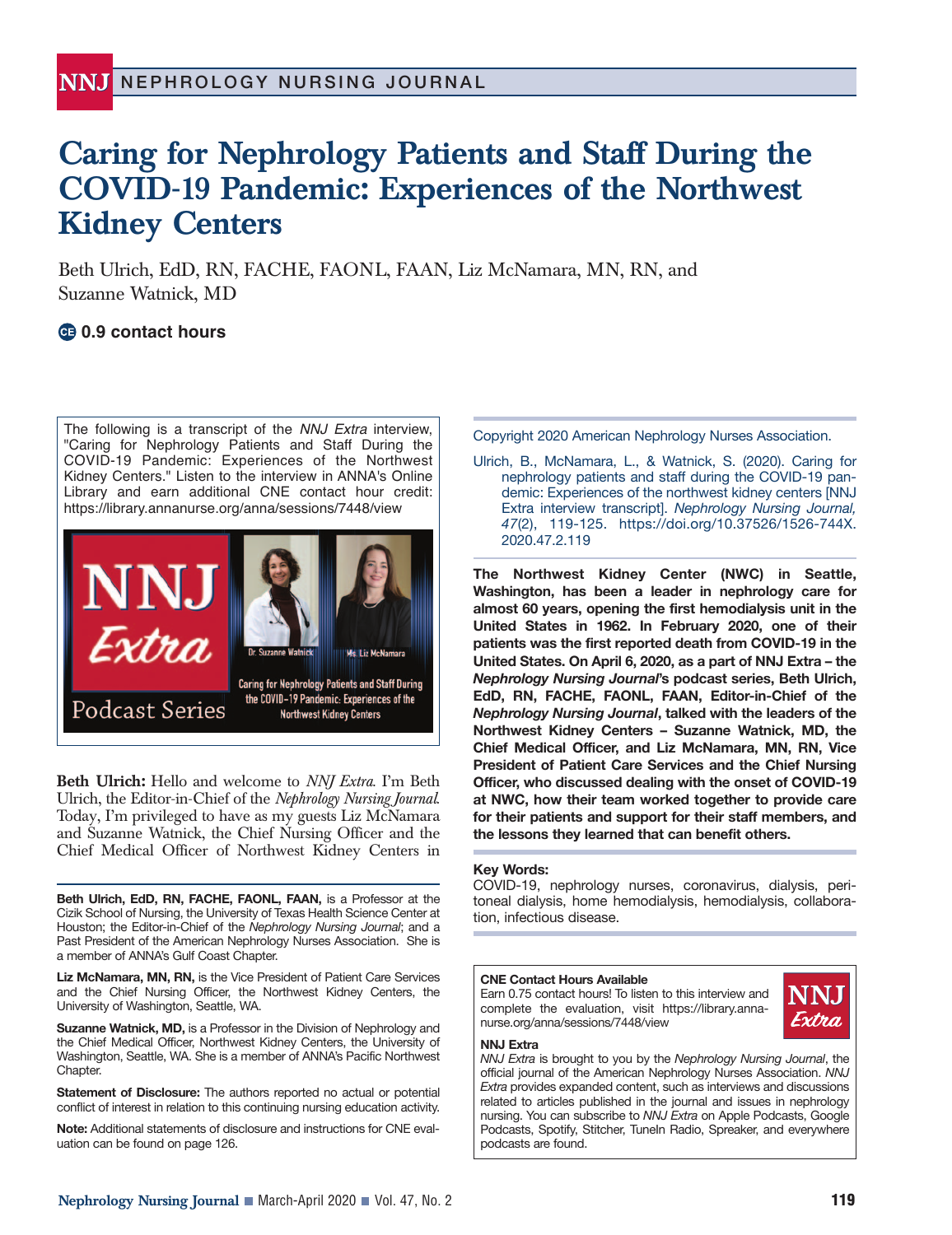# Caring for Nephrology Patients and Staff During the COVID-19 Pandemic: Experiences of the Northwest Kidney Centers

Beth Ulrich, EdD, RN, FACHE, FAONL, FAAN, Liz McNamara, MN, RN, and Suzanne Watnick, MD

**0.9 contact hours**

The following is a transcript of the *NNJ Extra* interview, "Caring for Nephrology Patients and Staff During the COVID-19 Pandemic: Experiences of the Northwest Kidney Centers." Listen to the interview in ANNA's Online Library and earn additional CNE contact hour credit: https://library.annanurse.org/anna/sessions/7448/view

**Beth Ulrich:** Hello and welcome to *NNJ Extra*. I'm Beth Ulrich, the Editor-in-Chief of the *Nephrology Nursing Journal*. Today, I'm privileged to have as my guests Liz McNamara and Suzanne Watnick, the Chief Nursing Officer and the Chief Medical Officer of Northwest Kidney Centers in

**Beth Ulrich, EdD, RN, FACHE, FAONL, FAAN,** is a Professor at the Cizik School of Nursing, the University of Texas Health Science Center at Houston; the Editor-in-Chief of the *Nephrology Nursing Journal*; and a Past President of the American Nephrology Nurses Association. She is a member of ANNA's Gulf Coast Chapter.

**Liz McNamara, MN, RN,** is the Vice President of Patient Care Services and the Chief Nursing Officer, the Northwest Kidney Centers, the University of Washington, Seattle, WA.

**Suzanne Watnick, MD,** is a Professor in the Division of Nephrology and the Chief Medical Officer, Northwest Kidney Centers, the University of Washington, Seattle, WA. She is a member of ANNA's Pacific Northwest Chapter.

**Statement of Disclosure:** The authors reported no actual or potential conflict of interest in relation to this continuing nursing education activity.

**Note:** Additional statements of disclosure and instructions for CNE evaluation can be found on page 126.

Copyright 2020 American Nephrology Nurses Association.

Ulrich, B., McNamara, L., & Watnick, S. (2020). Caring for nephrology patients and staff during the COVID-19 pandemic: Experiences of the northwest kidney centers [NNJ Extra interview transcript]. *Nephrology Nursing Journal, 47*(2), 119-125. https://doi.org/10.37526/1526-744X.2020.47.2.119

**The Northwest Kidney Center (NWC) in Seattle, Washington, has been a leader in nephrology care for almost 60 years, opening the first hemodialysis unit in the United States in 1962. In February 2020, one of their patients was the first reported death from COVID-19 in the United States. On April 6, 2020, as a part of NNJ Extra – the *Nephrology Nursing Journal*'s podcast series, Beth Ulrich, EdD, RN, FACHE, FAONL, FAAN, Editor-in-Chief of the *Nephrology Nursing Journal*, talked with the leaders of the Northwest Kidney Centers – Suzanne Watnick, MD, the Chief Medical Officer, and Liz McNamara, MN, RN, Vice President of Patient Care Services and the Chief Nursing Officer, who discussed dealing with the onset of COVID-19 at NWC, how their team worked together to provide care for their patients and support for their staff members, and the lessons they learned that can benefit others.**

**Key Words:**
COVID-19, nephrology nurses, coronavirus, dialysis, peritoneal dialysis, home hemodialysis, hemodialysis, collaboration, infectious disease.

**CNE Contact Hours Available**
Earn 0.75 contact hours! To listen to this interview and complete the evaluation, visit https://library.annanurse.org/anna/sessions/7448/view

**NNJ Extra**
*NNJ Extra* is brought to you by the *Nephrology Nursing Journal*, the official journal of the American Nephrology Nurses Association. *NNJ Extra* provides expanded content, such as interviews and discussions related to articles published in the journal and issues in nephrology nursing. You can subscribe to *NNJ Extra* on Apple Podcasts, Google Podcasts, Spotify, Stitcher, TuneIn Radio, Spreaker, and everywhere podcasts are found.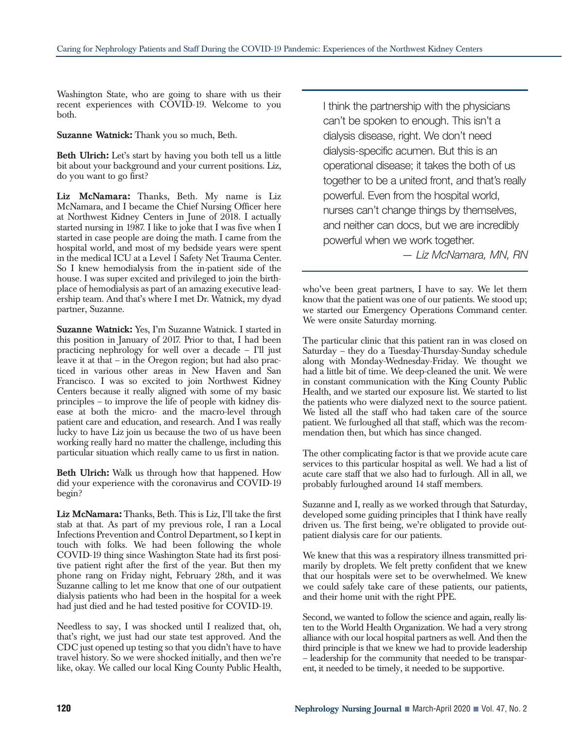Washington State, who are going to share with us their recent experiences with COVID-19. Welcome to you both.

**Suzanne Watnick:** Thank you so much, Beth.

**Beth Ulrich:** Let's start by having you both tell us a little bit about your background and your current positions. Liz, do you want to go first?

**Liz McNamara:** Thanks, Beth. My name is Liz McNamara, and I became the Chief Nursing Officer here at Northwest Kidney Centers in June of 2018. I actually started nursing in 1987. I like to joke that I was five when I started in case people are doing the math. I came from the hospital world, and most of my bedside years were spent in the medical ICU at a Level 1 Safety Net Trauma Center. So I knew hemodialysis from the in-patient side of the house. I was super excited and privileged to join the birthplace of hemodialysis as part of an amazing executive leadership team. And that's where I met Dr. Watnick, my dyad partner, Suzanne.

**Suzanne Watnick:** Yes, I'm Suzanne Watnick. I started in this position in January of 2017. Prior to that, I had been practicing nephrology for well over a decade – I'll just leave it at that – in the Oregon region; but had also practiced in various other areas in New Haven and San Francisco. I was so excited to join Northwest Kidney Centers because it really aligned with some of my basic principles – to improve the life of people with kidney disease at both the micro- and the macro-level through patient care and education, and research. And I was really lucky to have Liz join us because the two of us have been working really hard no matter the challenge, including this particular situation which really came to us first in nation.

**Beth Ulrich:** Walk us through how that happened. How did your experience with the coronavirus and COVID-19 begin?

**Liz McNamara:** Thanks, Beth. This is Liz, I'll take the first stab at that. As part of my previous role, I ran a Local Infections Prevention and Control Department, so I kept in touch with folks. We had been following the whole COVID-19 thing since Washington State had its first positive patient right after the first of the year. But then my phone rang on Friday night, February 28th, and it was Suzanne calling to let me know that one of our outpatient dialysis patients who had been in the hospital for a week had just died and he had tested positive for COVID-19.

Needless to say, I was shocked until I realized that, oh, that's right, we just had our state test approved. And the CDC just opened up testing so that you didn't have to have travel history. So we were shocked initially, and then we're like, okay. We called our local King County Public Health, who've been great partners, I have to say. We let them know that the patient was one of our patients. We stood up; we started our Emergency Operations Command center. We were onsite Saturday morning.

> I think the partnership with the physicians can't be spoken to enough. This isn't a dialysis disease, right. We don't need dialysis-specific acumen. But this is an operational disease; it takes the both of us together to be a united front, and that's really powerful. Even from the hospital world, nurses can't change things by themselves, and neither can docs, but we are incredibly powerful when we work together.
>
> *— Liz McNamara, MN, RN*

The particular clinic that this patient ran in was closed on Saturday – they do a Tuesday-Thursday-Sunday schedule along with Monday-Wednesday-Friday. We thought we had a little bit of time. We deep-cleaned the unit. We were in constant communication with the King County Public Health, and we started our exposure list. We started to list the patients who were dialyzed next to the source patient. We listed all the staff who had taken care of the source patient. We furloughed all that staff, which was the recommendation then, but which has since changed.

The other complicating factor is that we provide acute care services to this particular hospital as well. We had a list of acute care staff that we also had to furlough. All in all, we probably furloughed around 14 staff members.

Suzanne and I, really as we worked through that Saturday, developed some guiding principles that I think have really driven us. The first being, we're obligated to provide outpatient dialysis care for our patients.

We knew that this was a respiratory illness transmitted primarily by droplets. We felt pretty confident that we knew that our hospitals were set to be overwhelmed. We knew we could safely take care of these patients, our patients, and their home unit with the right PPE.

Second, we wanted to follow the science and again, really listen to the World Health Organization. We had a very strong alliance with our local hospital partners as well. And then the third principle is that we knew we had to provide leadership – leadership for the community that needed to be transparent, it needed to be timely, it needed to be supportive.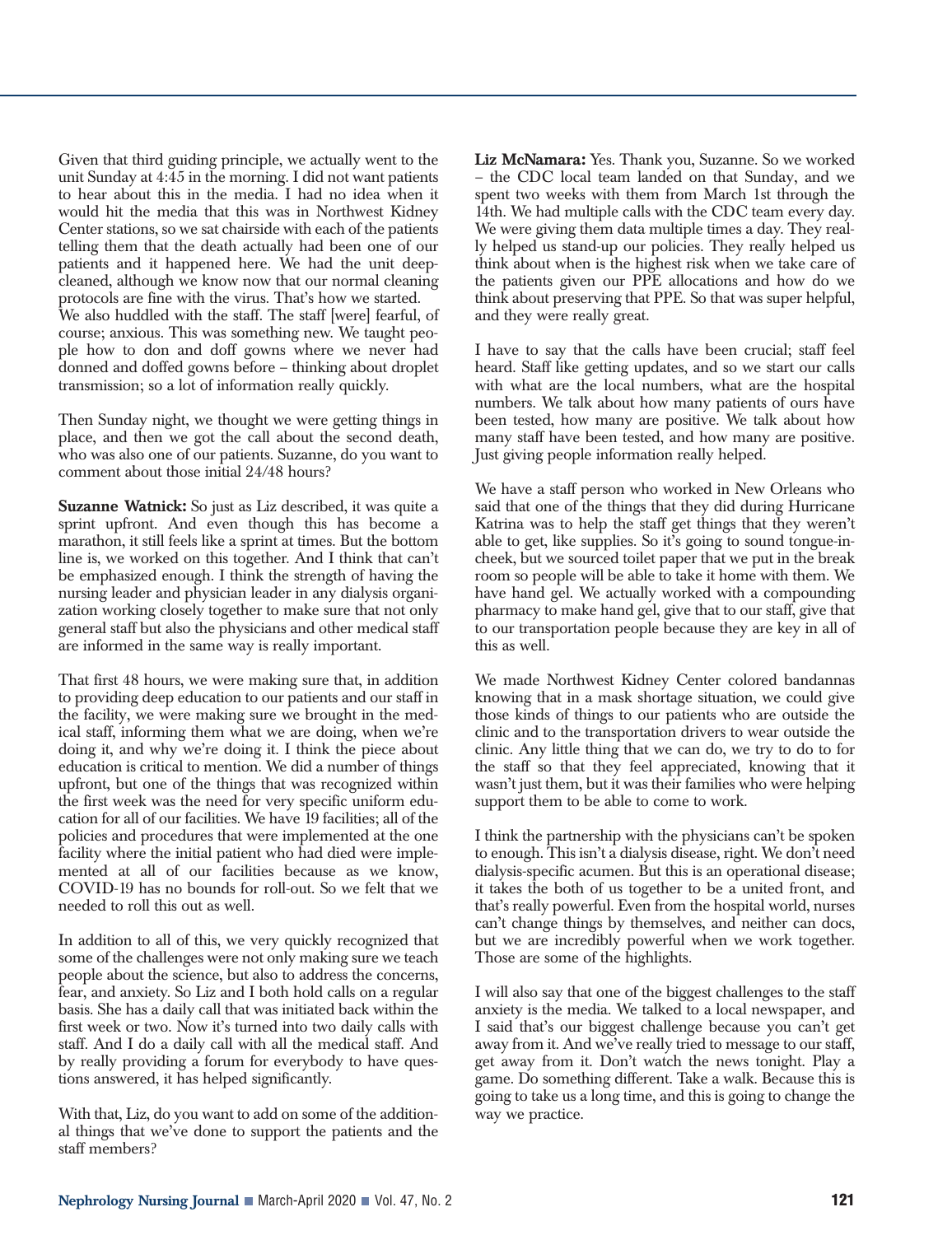Given that third guiding principle, we actually went to the unit Sunday at 4:45 in the morning. I did not want patients to hear about this in the media. I had no idea when it would hit the media that this was in Northwest Kidney Center stations, so we sat chairside with each of the patients telling them that the death actually had been one of our patients and it happened here. We had the unit deep-cleaned, although we know now that our normal cleaning protocols are fine with the virus. That's how we started.

We also huddled with the staff. The staff [were] fearful, of course; anxious. This was something new. We taught people how to don and doff gowns where we never had donned and doffed gowns before – thinking about droplet transmission; so a lot of information really quickly.

Then Sunday night, we thought we were getting things in place, and then we got the call about the second death, who was also one of our patients. Suzanne, do you want to comment about those initial 24/48 hours?

**Suzanne Watnick:** So just as Liz described, it was quite a sprint upfront. And even though this has become a marathon, it still feels like a sprint at times. But the bottom line is, we worked on this together. And I think that can't be emphasized enough. I think the strength of having the nursing leader and physician leader in any dialysis organization working closely together to make sure that not only general staff but also the physicians and other medical staff are informed in the same way is really important.

That first 48 hours, we were making sure that, in addition to providing deep education to our patients and our staff in the facility, we were making sure we brought in the medical staff, informing them what we are doing, when we're doing it, and why we're doing it. I think the piece about education is critical to mention. We did a number of things upfront, but one of the things that was recognized within the first week was the need for very specific uniform education for all of our facilities. We have 19 facilities; all of the policies and procedures that were implemented at the one facility where the initial patient who had died were implemented at all of our facilities because as we know, COVID-19 has no bounds for roll-out. So we felt that we needed to roll this out as well.

In addition to all of this, we very quickly recognized that some of the challenges were not only making sure we teach people about the science, but also to address the concerns, fear, and anxiety. So Liz and I both hold calls on a regular basis. She has a daily call that was initiated back within the first week or two. Now it's turned into two daily calls with staff. And I do a daily call with all the medical staff. And by really providing a forum for everybody to have questions answered, it has helped significantly.

With that, Liz, do you want to add on some of the additional things that we've done to support the patients and the staff members?

**Liz McNamara:** Yes. Thank you, Suzanne. So we worked – the CDC local team landed on that Sunday, and we spent two weeks with them from March 1st through the 14th. We had multiple calls with the CDC team every day. We were giving them data multiple times a day. They really helped us stand-up our policies. They really helped us think about when is the highest risk when we take care of the patients given our PPE allocations and how do we think about preserving that PPE. So that was super helpful, and they were really great.

I have to say that the calls have been crucial; staff feel heard. Staff like getting updates, and so we start our calls with what are the local numbers, what are the hospital numbers. We talk about how many patients of ours have been tested, how many are positive. We talk about how many staff have been tested, and how many are positive. Just giving people information really helped.

We have a staff person who worked in New Orleans who said that one of the things that they did during Hurricane Katrina was to help the staff get things that they weren't able to get, like supplies. So it's going to sound tongue-in-cheek, but we sourced toilet paper that we put in the break room so people will be able to take it home with them. We have hand gel. We actually worked with a compounding pharmacy to make hand gel, give that to our staff, give that to our transportation people because they are key in all of this as well.

We made Northwest Kidney Center colored bandannas knowing that in a mask shortage situation, we could give those kinds of things to our patients who are outside the clinic and to the transportation drivers to wear outside the clinic. Any little thing that we can do, we try to do to for the staff so that they feel appreciated, knowing that it wasn't just them, but it was their families who were helping support them to be able to come to work.

I think the partnership with the physicians can't be spoken to enough. This isn't a dialysis disease, right. We don't need dialysis-specific acumen. But this is an operational disease; it takes the both of us together to be a united front, and that's really powerful. Even from the hospital world, nurses can't change things by themselves, and neither can docs, but we are incredibly powerful when we work together. Those are some of the highlights.

I will also say that one of the biggest challenges to the staff anxiety is the media. We talked to a local newspaper, and I said that's our biggest challenge because you can't get away from it. And we've really tried to message to our staff, get away from it. Don't watch the news tonight. Play a game. Do something different. Take a walk. Because this is going to take us a long time, and this is going to change the way we practice.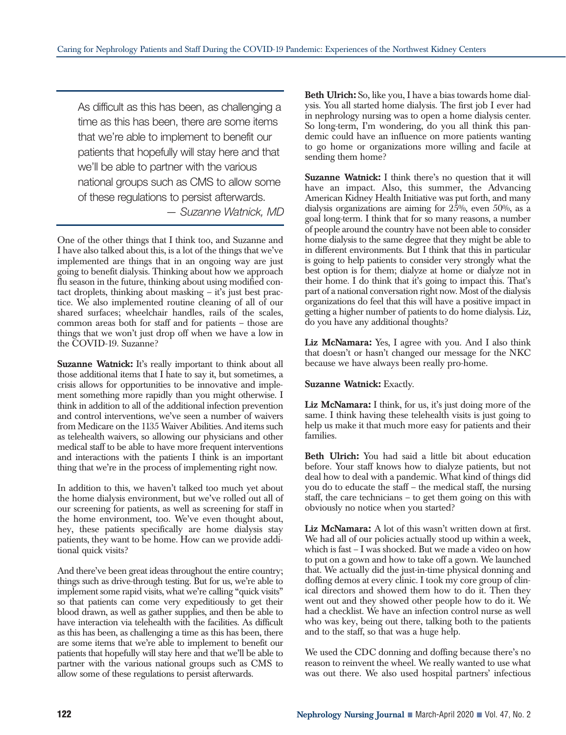> As difficult as this has been, as challenging a time as this has been, there are some items that we're able to implement to benefit our patients that hopefully will stay here and that we'll be able to partner with the various national groups such as CMS to allow some of these regulations to persist afterwards.
>
> — *Suzanne Watnick, MD*

One of the other things that I think too, and Suzanne and I have also talked about this, is a lot of the things that we've implemented are things that in an ongoing way are just going to benefit dialysis. Thinking about how we approach flu season in the future, thinking about using modified contact droplets, thinking about masking – it's just best practice. We also implemented routine cleaning of all of our shared surfaces; wheelchair handles, rails of the scales, common areas both for staff and for patients – those are things that we won't just drop off when we have a low in the COVID-19. Suzanne?

**Suzanne Watnick:** It's really important to think about all those additional items that I hate to say it, but sometimes, a crisis allows for opportunities to be innovative and implement something more rapidly than you might otherwise. I think in addition to all of the additional infection prevention and control interventions, we've seen a number of waivers from Medicare on the 1135 Waiver Abilities. And items such as telehealth waivers, so allowing our physicians and other medical staff to be able to have more frequent interventions and interactions with the patients I think is an important thing that we're in the process of implementing right now.

In addition to this, we haven't talked too much yet about the home dialysis environment, but we've rolled out all of our screening for patients, as well as screening for staff in the home environment, too. We've even thought about, hey, these patients specifically are home dialysis stay patients, they want to be home. How can we provide additional quick visits?

And there've been great ideas throughout the entire country; things such as drive-through testing. But for us, we're able to implement some rapid visits, what we're calling "quick visits" so that patients can come very expeditiously to get their blood drawn, as well as gather supplies, and then be able to have interaction via telehealth with the facilities. As difficult as this has been, as challenging a time as this has been, there are some items that we're able to implement to benefit our patients that hopefully will stay here and that we'll be able to partner with the various national groups such as CMS to allow some of these regulations to persist afterwards.

**Beth Ulrich:** So, like you, I have a bias towards home dialysis. You all started home dialysis. The first job I ever had in nephrology nursing was to open a home dialysis center. So long-term, I'm wondering, do you all think this pandemic could have an influence on more patients wanting to go home or organizations more willing and facile at sending them home?

**Suzanne Watnick:** I think there's no question that it will have an impact. Also, this summer, the Advancing American Kidney Health Initiative was put forth, and many dialysis organizations are aiming for 25%, even 50%, as a goal long-term. I think that for so many reasons, a number of people around the country have not been able to consider home dialysis to the same degree that they might be able to in different environments. But I think that this in particular is going to help patients to consider very strongly what the best option is for them; dialyze at home or dialyze not in their home. I do think that it's going to impact this. That's part of a national conversation right now. Most of the dialysis organizations do feel that this will have a positive impact in getting a higher number of patients to do home dialysis. Liz, do you have any additional thoughts?

**Liz McNamara:** Yes, I agree with you. And I also think that doesn't or hasn't changed our message for the NKC because we have always been really pro-home.

**Suzanne Watnick:** Exactly.

**Liz McNamara:** I think, for us, it's just doing more of the same. I think having these telehealth visits is just going to help us make it that much more easy for patients and their families.

**Beth Ulrich:** You had said a little bit about education before. Your staff knows how to dialyze patients, but not deal how to deal with a pandemic. What kind of things did you do to educate the staff – the medical staff, the nursing staff, the care technicians – to get them going on this with obviously no notice when you started?

**Liz McNamara:** A lot of this wasn't written down at first. We had all of our policies actually stood up within a week, which is fast – I was shocked. But we made a video on how to put on a gown and how to take off a gown. We launched that. We actually did the just-in-time physical donning and doffing demos at every clinic. I took my core group of clinical directors and showed them how to do it. Then they went out and they showed other people how to do it. We had a checklist. We have an infection control nurse as well who was key, being out there, talking both to the patients and to the staff, so that was a huge help.

We used the CDC donning and doffing because there's no reason to reinvent the wheel. We really wanted to use what was out there. We also used hospital partners' infectious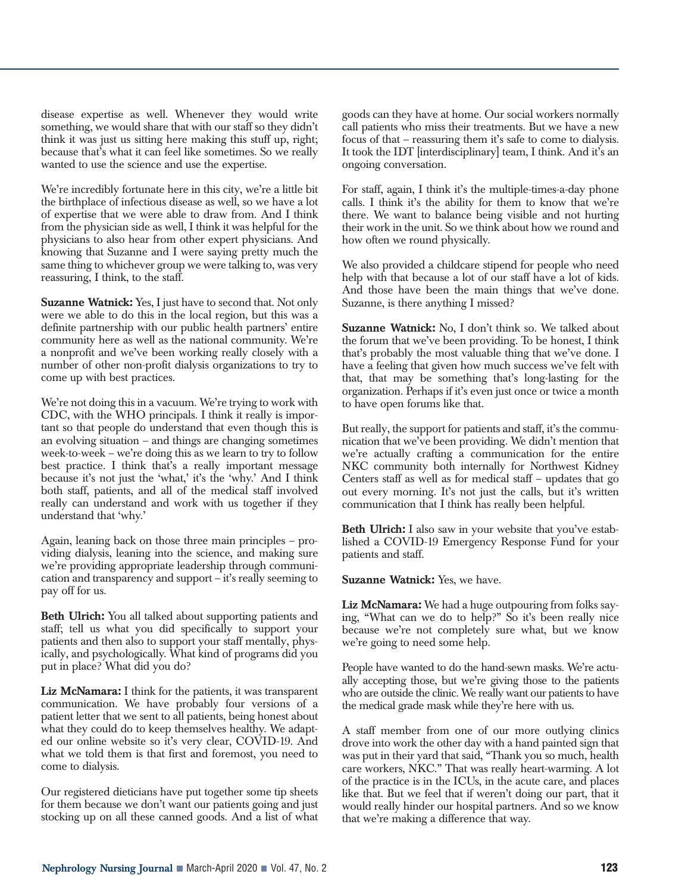disease expertise as well. Whenever they would write something, we would share that with our staff so they didn't think it was just us sitting here making this stuff up, right; because that's what it can feel like sometimes. So we really wanted to use the science and use the expertise.

We're incredibly fortunate here in this city, we're a little bit the birthplace of infectious disease as well, so we have a lot of expertise that we were able to draw from. And I think from the physician side as well, I think it was helpful for the physicians to also hear from other expert physicians. And knowing that Suzanne and I were saying pretty much the same thing to whichever group we were talking to, was very reassuring, I think, to the staff.

**Suzanne Watnick:** Yes, I just have to second that. Not only were we able to do this in the local region, but this was a definite partnership with our public health partners' entire community here as well as the national community. We're a nonprofit and we've been working really closely with a number of other non-profit dialysis organizations to try to come up with best practices.

We're not doing this in a vacuum. We're trying to work with CDC, with the WHO principals. I think it really is important so that people do understand that even though this is an evolving situation – and things are changing sometimes week-to-week – we're doing this as we learn to try to follow best practice. I think that's a really important message because it's not just the 'what,' it's the 'why.' And I think both staff, patients, and all of the medical staff involved really can understand and work with us together if they understand that 'why.'

Again, leaning back on those three main principles – providing dialysis, leaning into the science, and making sure we're providing appropriate leadership through communication and transparency and support – it's really seeming to pay off for us.

**Beth Ulrich:** You all talked about supporting patients and staff; tell us what you did specifically to support your patients and then also to support your staff mentally, physically, and psychologically. What kind of programs did you put in place? What did you do?

**Liz McNamara:** I think for the patients, it was transparent communication. We have probably four versions of a patient letter that we sent to all patients, being honest about what they could do to keep themselves healthy. We adapted our online website so it's very clear, COVID-19. And what we told them is that first and foremost, you need to come to dialysis.

Our registered dieticians have put together some tip sheets for them because we don't want our patients going and just stocking up on all these canned goods. And a list of what goods can they have at home. Our social workers normally call patients who miss their treatments. But we have a new focus of that – reassuring them it's safe to come to dialysis. It took the IDT [interdisciplinary] team, I think. And it's an ongoing conversation.

For staff, again, I think it's the multiple-times-a-day phone calls. I think it's the ability for them to know that we're there. We want to balance being visible and not hurting their work in the unit. So we think about how we round and how often we round physically.

We also provided a childcare stipend for people who need help with that because a lot of our staff have a lot of kids. And those have been the main things that we've done. Suzanne, is there anything I missed?

**Suzanne Watnick:** No, I don't think so. We talked about the forum that we've been providing. To be honest, I think that's probably the most valuable thing that we've done. I have a feeling that given how much success we've felt with that, that may be something that's long-lasting for the organization. Perhaps if it's even just once or twice a month to have open forums like that.

But really, the support for patients and staff, it's the communication that we've been providing. We didn't mention that we're actually crafting a communication for the entire NKC community both internally for Northwest Kidney Centers staff as well as for medical staff – updates that go out every morning. It's not just the calls, but it's written communication that I think has really been helpful.

**Beth Ulrich:** I also saw in your website that you've established a COVID-19 Emergency Response Fund for your patients and staff.

**Suzanne Watnick:** Yes, we have.

**Liz McNamara:** We had a huge outpouring from folks saying, "What can we do to help?" So it's been really nice because we're not completely sure what, but we know we're going to need some help.

People have wanted to do the hand-sewn masks. We're actually accepting those, but we're giving those to the patients who are outside the clinic. We really want our patients to have the medical grade mask while they're here with us.

A staff member from one of our more outlying clinics drove into work the other day with a hand painted sign that was put in their yard that said, "Thank you so much, health care workers, NKC." That was really heart-warming. A lot of the practice is in the ICUs, in the acute care, and places like that. But we feel that if weren't doing our part, that it would really hinder our hospital partners. And so we know that we're making a difference that way.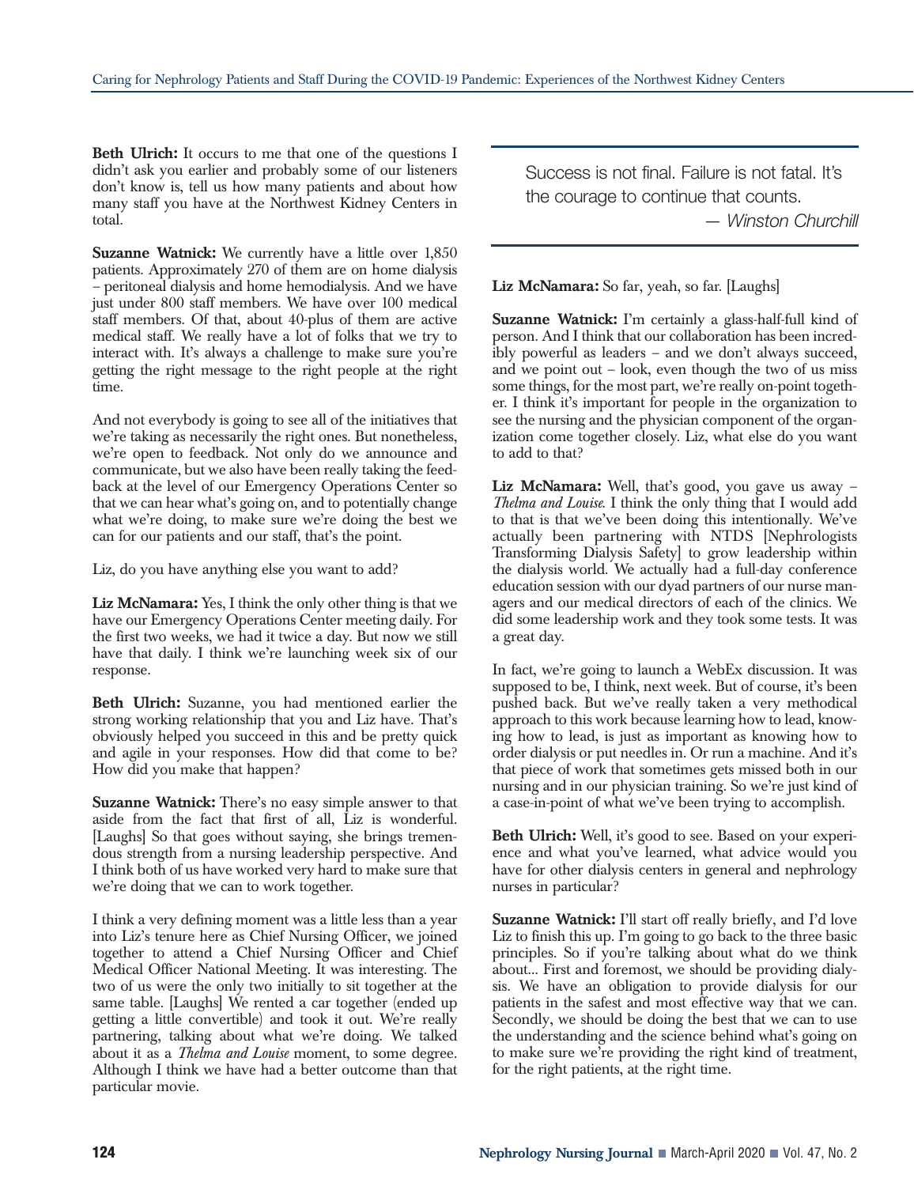**Beth Ulrich:** It occurs to me that one of the questions I didn't ask you earlier and probably some of our listeners don't know is, tell us how many patients and about how many staff you have at the Northwest Kidney Centers in total.

**Suzanne Watnick:** We currently have a little over 1,850 patients. Approximately 270 of them are on home dialysis – peritoneal dialysis and home hemodialysis. And we have just under 800 staff members. We have over 100 medical staff members. Of that, about 40-plus of them are active medical staff. We really have a lot of folks that we try to interact with. It's always a challenge to make sure you're getting the right message to the right people at the right time.

And not everybody is going to see all of the initiatives that we're taking as necessarily the right ones. But nonetheless, we're open to feedback. Not only do we announce and communicate, but we also have been really taking the feedback at the level of our Emergency Operations Center so that we can hear what's going on, and to potentially change what we're doing, to make sure we're doing the best we can for our patients and our staff, that's the point.

Liz, do you have anything else you want to add?

**Liz McNamara:** Yes, I think the only other thing is that we have our Emergency Operations Center meeting daily. For the first two weeks, we had it twice a day. But now we still have that daily. I think we're launching week six of our response.

**Beth Ulrich:** Suzanne, you had mentioned earlier the strong working relationship that you and Liz have. That's obviously helped you succeed in this and be pretty quick and agile in your responses. How did that come to be? How did you make that happen?

**Suzanne Watnick:** There's no easy simple answer to that aside from the fact that first of all, Liz is wonderful. [Laughs] So that goes without saying, she brings tremendous strength from a nursing leadership perspective. And I think both of us have worked very hard to make sure that we're doing that we can to work together.

I think a very defining moment was a little less than a year into Liz's tenure here as Chief Nursing Officer, we joined together to attend a Chief Nursing Officer and Chief Medical Officer National Meeting. It was interesting. The two of us were the only two initially to sit together at the same table. [Laughs] We rented a car together (ended up getting a little convertible) and took it out. We're really partnering, talking about what we're doing. We talked about it as a *Thelma and Louise* moment, to some degree. Although I think we have had a better outcome than that particular movie.

> Success is not final. Failure is not fatal. It's the courage to continue that counts.
>
> — *Winston Churchill*

**Liz McNamara:** So far, yeah, so far. [Laughs]

**Suzanne Watnick:** I'm certainly a glass-half-full kind of person. And I think that our collaboration has been incredibly powerful as leaders – and we don't always succeed, and we point out – look, even though the two of us miss some things, for the most part, we're really on-point together. I think it's important for people in the organization to see the nursing and the physician component of the organization come together closely. Liz, what else do you want to add to that?

**Liz McNamara:** Well, that's good, you gave us away – *Thelma and Louise.* I think the only thing that I would add to that is that we've been doing this intentionally. We've actually been partnering with NTDS [Nephrologists Transforming Dialysis Safety] to grow leadership within the dialysis world. We actually had a full-day conference education session with our dyad partners of our nurse managers and our medical directors of each of the clinics. We did some leadership work and they took some tests. It was a great day.

In fact, we're going to launch a WebEx discussion. It was supposed to be, I think, next week. But of course, it's been pushed back. But we've really taken a very methodical approach to this work because learning how to lead, knowing how to lead, is just as important as knowing how to order dialysis or put needles in. Or run a machine. And it's that piece of work that sometimes gets missed both in our nursing and in our physician training. So we're just kind of a case-in-point of what we've been trying to accomplish.

**Beth Ulrich:** Well, it's good to see. Based on your experience and what you've learned, what advice would you have for other dialysis centers in general and nephrology nurses in particular?

**Suzanne Watnick:** I'll start off really briefly, and I'd love Liz to finish this up. I'm going to go back to the three basic principles. So if you're talking about what do we think about... First and foremost, we should be providing dialysis. We have an obligation to provide dialysis for our patients in the safest and most effective way that we can. Secondly, we should be doing the best that we can to use the understanding and the science behind what's going on to make sure we're providing the right kind of treatment, for the right patients, at the right time.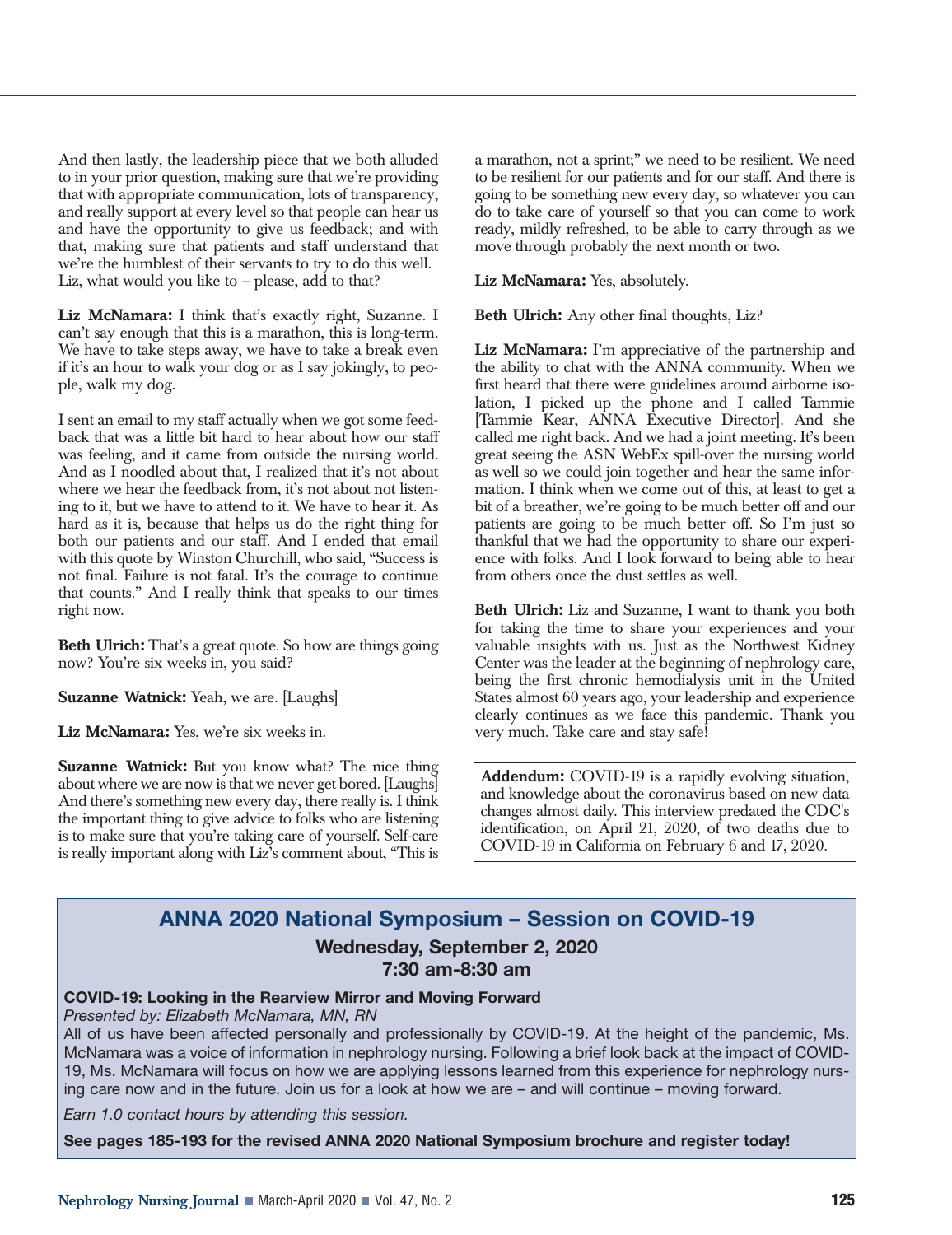And then lastly, the leadership piece that we both alluded to in your prior question, making sure that we're providing that with appropriate communication, lots of transparency, and really support at every level so that people can hear us and have the opportunity to give us feedback; and with that, making sure that patients and staff understand that we're the humblest of their servants to try to do this well. Liz, what would you like to – please, add to that?

**Liz McNamara:** I think that's exactly right, Suzanne. I can't say enough that this is a marathon, this is long-term. We have to take steps away, we have to take a break even if it's an hour to walk your dog or as I say jokingly, to people, walk my dog.

I sent an email to my staff actually when we got some feedback that was a little bit hard to hear about how our staff was feeling, and it came from outside the nursing world. And as I noodled about that, I realized that it's not about where we hear the feedback from, it's not about not listening to it, but we have to attend to it. We have to hear it. As hard as it is, because that helps us do the right thing for both our patients and our staff. And I ended that email with this quote by Winston Churchill, who said, "Success is not final. Failure is not fatal. It's the courage to continue that counts." And I really think that speaks to our times right now.

**Beth Ulrich:** That's a great quote. So how are things going now? You're six weeks in, you said?

**Suzanne Watnick:** Yeah, we are. [Laughs]

**Liz McNamara:** Yes, we're six weeks in.

**Suzanne Watnick:** But you know what? The nice thing about where we are now is that we never get bored. [Laughs] And there's something new every day, there really is. I think the important thing to give advice to folks who are listening is to make sure that you're taking care of yourself. Self-care is really important along with Liz's comment about, "This is a marathon, not a sprint;" we need to be resilient. We need to be resilient for our patients and for our staff. And there is going to be something new every day, so whatever you can do to take care of yourself so that you can come to work ready, mildly refreshed, to be able to carry through as we move through probably the next month or two.

**Liz McNamara:** Yes, absolutely.

**Beth Ulrich:** Any other final thoughts, Liz?

**Liz McNamara:** I'm appreciative of the partnership and the ability to chat with the ANNA community. When we first heard that there were guidelines around airborne isolation, I picked up the phone and I called Tammie [Tammie Kear, ANNA Executive Director]. And she called me right back. And we had a joint meeting. It's been great seeing the ASN WebEx spill-over the nursing world as well so we could join together and hear the same information. I think when we come out of this, at least to get a bit of a breather, we're going to be much better off and our patients are going to be much better off. So I'm just so thankful that we had the opportunity to share our experience with folks. And I look forward to being able to hear from others once the dust settles as well.

**Beth Ulrich:** Liz and Suzanne, I want to thank you both for taking the time to share your experiences and your valuable insights with us. Just as the Northwest Kidney Center was the leader at the beginning of nephrology care, being the first chronic hemodialysis unit in the United States almost 60 years ago, your leadership and experience clearly continues as we face this pandemic. Thank you very much. Take care and stay safe!

**Addendum:** COVID-19 is a rapidly evolving situation, and knowledge about the coronavirus based on new data changes almost daily. This interview predated the CDC's identification, on April 21, 2020, of two deaths due to COVID-19 in California on February 6 and 17, 2020.

## ANNA 2020 National Symposium – Session on COVID-19

### Wednesday, September 2, 2020
### 7:30 am-8:30 am

**COVID-19: Looking in the Rearview Mirror and Moving Forward**

*Presented by: Elizabeth McNamara, MN, RN*

All of us have been affected personally and professionally by COVID-19. At the height of the pandemic, Ms. McNamara was a voice of information in nephrology nursing. Following a brief look back at the impact of COVID-19, Ms. McNamara will focus on how we are applying lessons learned from this experience for nephrology nursing care now and in the future. Join us for a look at how we are – and will continue – moving forward.

*Earn 1.0 contact hours by attending this session.*

**See pages 185-193 for the revised ANNA 2020 National Symposium brochure and register today!**